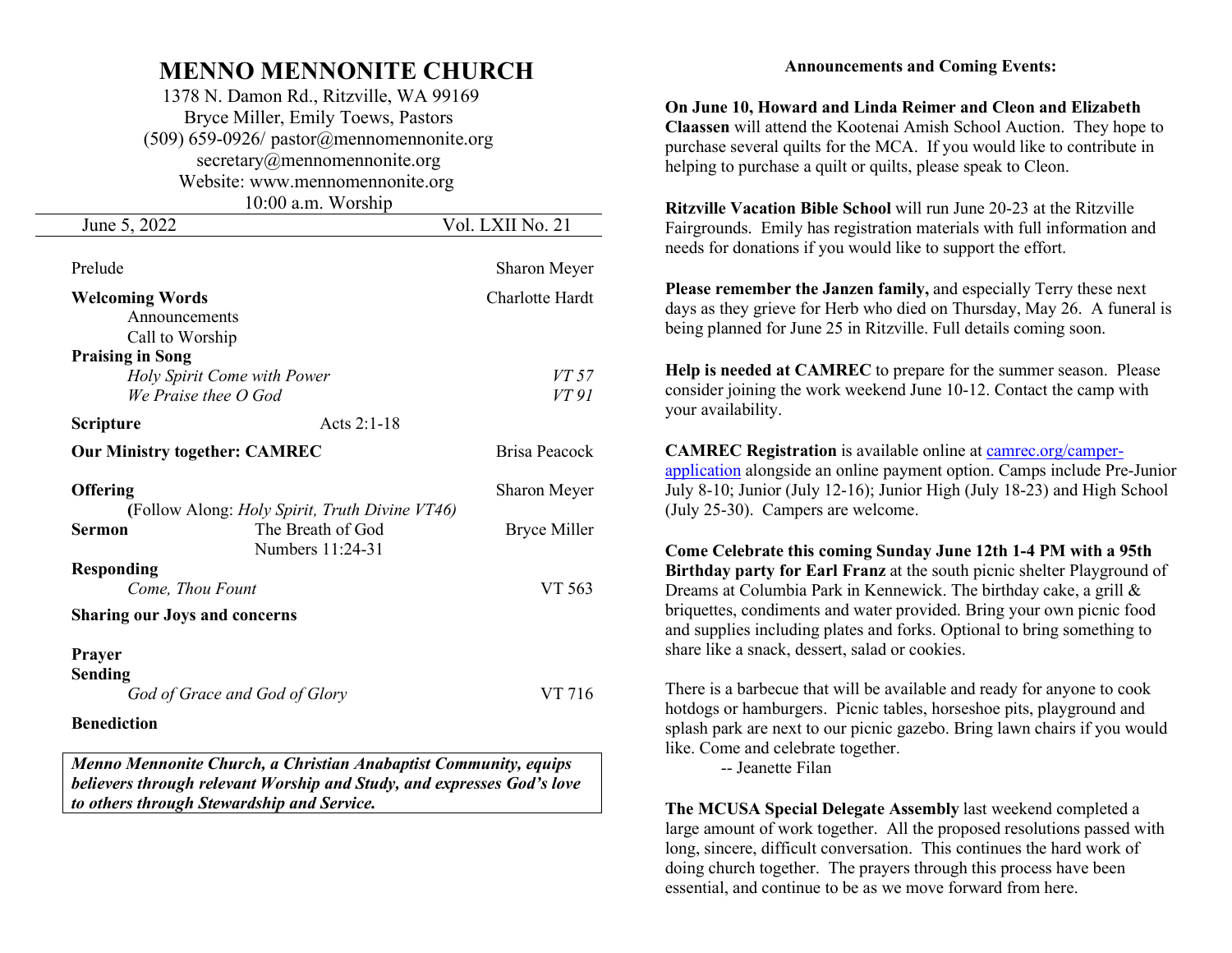# MENNO MENNONITE CHURCH

1378 N. Damon Rd., Ritzville, WA 99169
Bryce Miller, Emily Toews, Pastors
(509) 659-0926/ pastor@mennomennonite.org
secretary@mennomennonite.org
Website: www.mennomennonite.org
10:00 a.m. Worship

June 5, 2022 — Vol. LXII No. 21

---

Prelude — Sharon Meyer

**Welcoming Words** — Charlotte Hardt
- Announcements
- Call to Worship

**Praising in Song**
- *Holy Spirit Come with Power* — *VT 57*
- *We Praise thee O God* — *VT 91*

**Scripture** — Acts 2:1-18

**Our Ministry together: CAMREC** — Brisa Peacock

**Offering** — Sharon Meyer
(Follow Along: *Holy Spirit, Truth Divine VT46)*

**Sermon** — The Breath of God, Numbers 11:24-31 — Bryce Miller

**Responding**
- *Come, Thou Fount* — VT 563

**Sharing our Joys and concerns**

**Prayer**

**Sending**
- *God of Grace and God of Glory* — VT 716

**Benediction**

***Menno Mennonite Church, a Christian Anabaptist Community, equips believers through relevant Worship and Study, and expresses God's love to others through Stewardship and Service.***

## Announcements and Coming Events:

**On June 10, Howard and Linda Reimer and Cleon and Elizabeth Claassen** will attend the Kootenai Amish School Auction. They hope to purchase several quilts for the MCA. If you would like to contribute in helping to purchase a quilt or quilts, please speak to Cleon.

**Ritzville Vacation Bible School** will run June 20-23 at the Ritzville Fairgrounds. Emily has registration materials with full information and needs for donations if you would like to support the effort.

**Please remember the Janzen family,** and especially Terry these next days as they grieve for Herb who died on Thursday, May 26. A funeral is being planned for June 25 in Ritzville. Full details coming soon.

**Help is needed at CAMREC** to prepare for the summer season. Please consider joining the work weekend June 10-12. Contact the camp with your availability.

**CAMREC Registration** is available online at camrec.org/camper-application alongside an online payment option. Camps include Pre-Junior July 8-10; Junior (July 12-16); Junior High (July 18-23) and High School (July 25-30). Campers are welcome.

**Come Celebrate this coming Sunday June 12th 1-4 PM with a 95th Birthday party for Earl Franz** at the south picnic shelter Playground of Dreams at Columbia Park in Kennewick. The birthday cake, a grill & briquettes, condiments and water provided. Bring your own picnic food and supplies including plates and forks. Optional to bring something to share like a snack, dessert, salad or cookies.

There is a barbecue that will be available and ready for anyone to cook hotdogs or hamburgers. Picnic tables, horseshoe pits, playground and splash park are next to our picnic gazebo. Bring lawn chairs if you would like. Come and celebrate together.

-- Jeanette Filan

**The MCUSA Special Delegate Assembly** last weekend completed a large amount of work together. All the proposed resolutions passed with long, sincere, difficult conversation. This continues the hard work of doing church together. The prayers through this process have been essential, and continue to be as we move forward from here.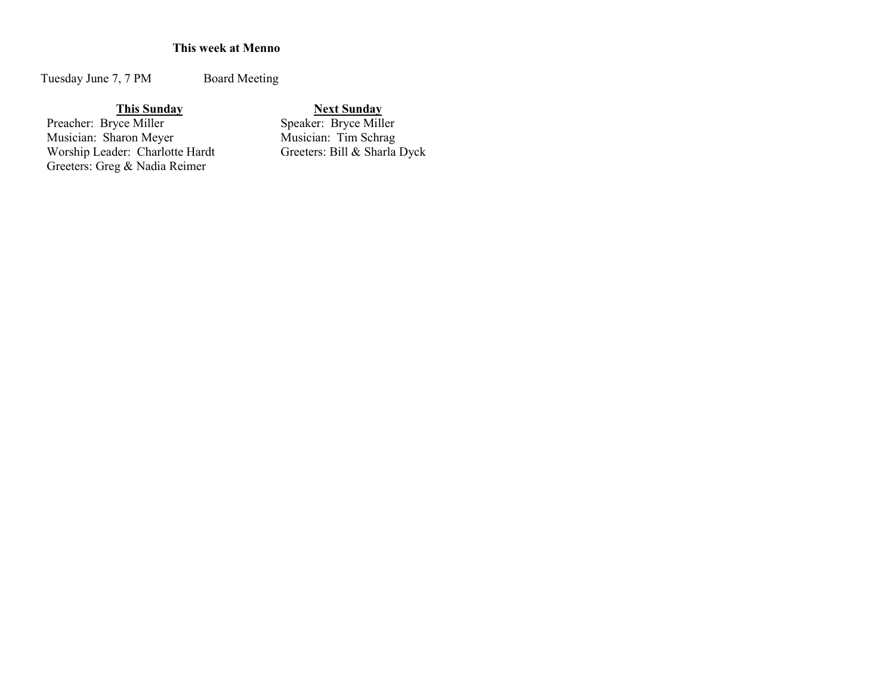**This week at Menno**

Tuesday June 7, 7 PM Board Meeting

**<u>This Sunday</u>**

Preacher: Bryce Miller
Musician: Sharon Meyer
Worship Leader: Charlotte Hardt
Greeters: Greg & Nadia Reimer

**<u>Next Sunday</u>**

Speaker: Bryce Miller
Musician: Tim Schrag
Greeters: Bill & Sharla Dyck